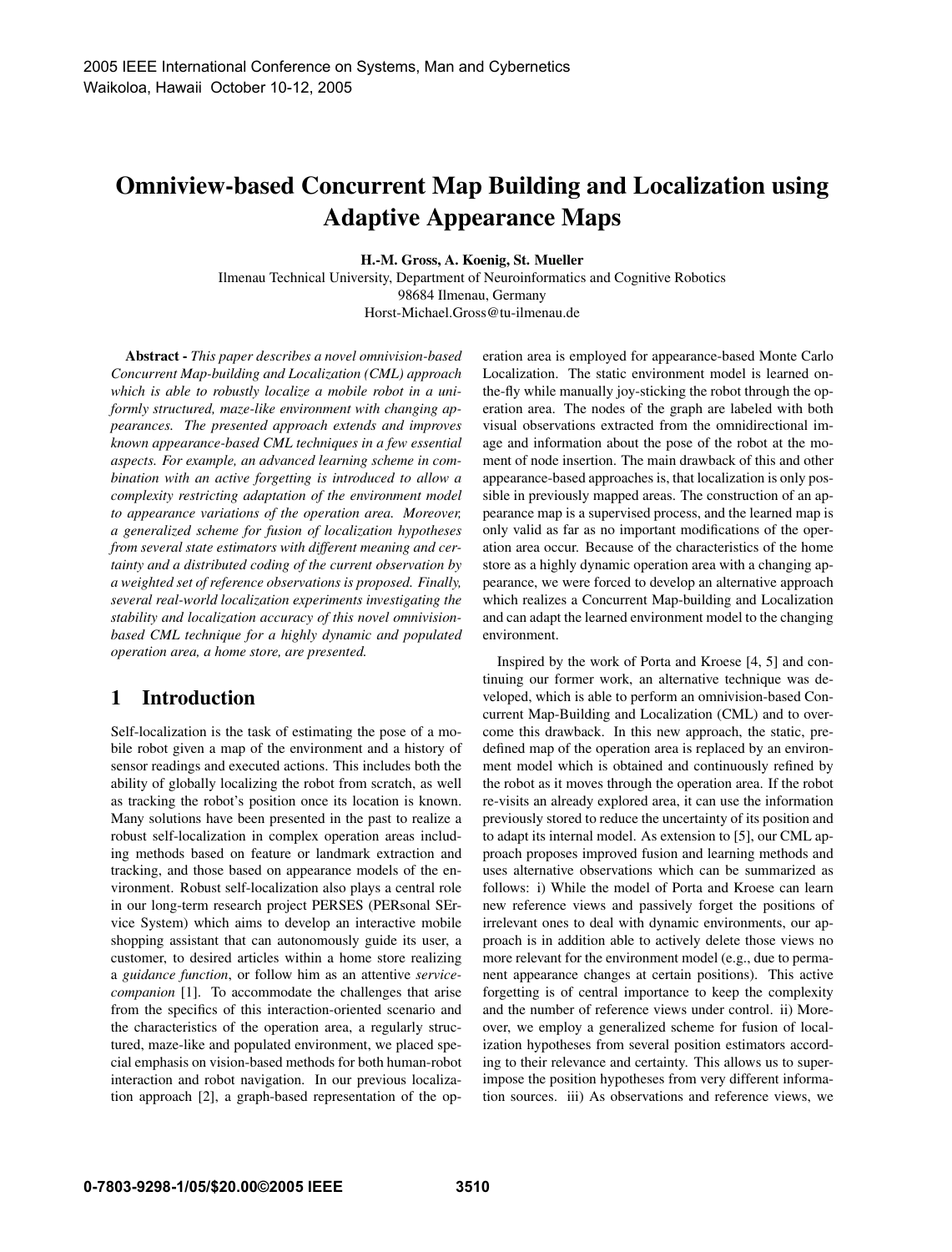# Omniview-based Concurrent Map Building and Localization using Adaptive Appearance Maps

**H.-M. Gross, A. Koenig, St. Mueller**

Ilmenau Technical University, Department of Neuroinformatics and Cognitive Robotics
98684 Ilmenau, Germany
Horst-Michael.Gross@tu-ilmenau.de

**Abstract -** *This paper describes a novel omnivision-based Concurrent Map-building and Localization (CML) approach which is able to robustly localize a mobile robot in a uniformly structured, maze-like environment with changing appearances. The presented approach extends and improves known appearance-based CML techniques in a few essential aspects. For example, an advanced learning scheme in combination with an active forgetting is introduced to allow a complexity restricting adaptation of the environment model to appearance variations of the operation area. Moreover, a generalized scheme for fusion of localization hypotheses from several state estimators with different meaning and certainty and a distributed coding of the current observation by a weighted set of reference observations is proposed. Finally, several real-world localization experiments investigating the stability and localization accuracy of this novel omnivision-based CML technique for a highly dynamic and populated operation area, a home store, are presented.*

## 1 Introduction

Self-localization is the task of estimating the pose of a mobile robot given a map of the environment and a history of sensor readings and executed actions. This includes both the ability of globally localizing the robot from scratch, as well as tracking the robot's position once its location is known. Many solutions have been presented in the past to realize a robust self-localization in complex operation areas including methods based on feature or landmark extraction and tracking, and those based on appearance models of the environment. Robust self-localization also plays a central role in our long-term research project PERSES (PERsonal SErvice System) which aims to develop an interactive mobile shopping assistant that can autonomously guide its user, a customer, to desired articles within a home store realizing a *guidance function*, or follow him as an attentive *service-companion* [1]. To accommodate the challenges that arise from the specifics of this interaction-oriented scenario and the characteristics of the operation area, a regularly structured, maze-like and populated environment, we placed special emphasis on vision-based methods for both human-robot interaction and robot navigation. In our previous localization approach [2], a graph-based representation of the operation area is employed for appearance-based Monte Carlo Localization. The static environment model is learned on-the-fly while manually joy-sticking the robot through the operation area. The nodes of the graph are labeled with both visual observations extracted from the omnidirectional image and information about the pose of the robot at the moment of node insertion. The main drawback of this and other appearance-based approaches is, that localization is only possible in previously mapped areas. The construction of an appearance map is a supervised process, and the learned map is only valid as far as no important modifications of the operation area occur. Because of the characteristics of the home store as a highly dynamic operation area with a changing appearance, we were forced to develop an alternative approach which realizes a Concurrent Map-building and Localization and can adapt the learned environment model to the changing environment.

Inspired by the work of Porta and Kroese [4, 5] and continuing our former work, an alternative technique was developed, which is able to perform an omnivision-based Concurrent Map-Building and Localization (CML) and to overcome this drawback. In this new approach, the static, predefined map of the operation area is replaced by an environment model which is obtained and continuously refined by the robot as it moves through the operation area. If the robot re-visits an already explored area, it can use the information previously stored to reduce the uncertainty of its position and to adapt its internal model. As extension to [5], our CML approach proposes improved fusion and learning methods and uses alternative observations which can be summarized as follows: i) While the model of Porta and Kroese can learn new reference views and passively forget the positions of irrelevant ones to deal with dynamic environments, our approach is in addition able to actively delete those views no more relevant for the environment model (e.g., due to permanent appearance changes at certain positions). This active forgetting is of central importance to keep the complexity and the number of reference views under control. ii) Moreover, we employ a generalized scheme for fusion of localization hypotheses from several position estimators according to their relevance and certainty. This allows us to superimpose the position hypotheses from very different information sources. iii) As observations and reference views, we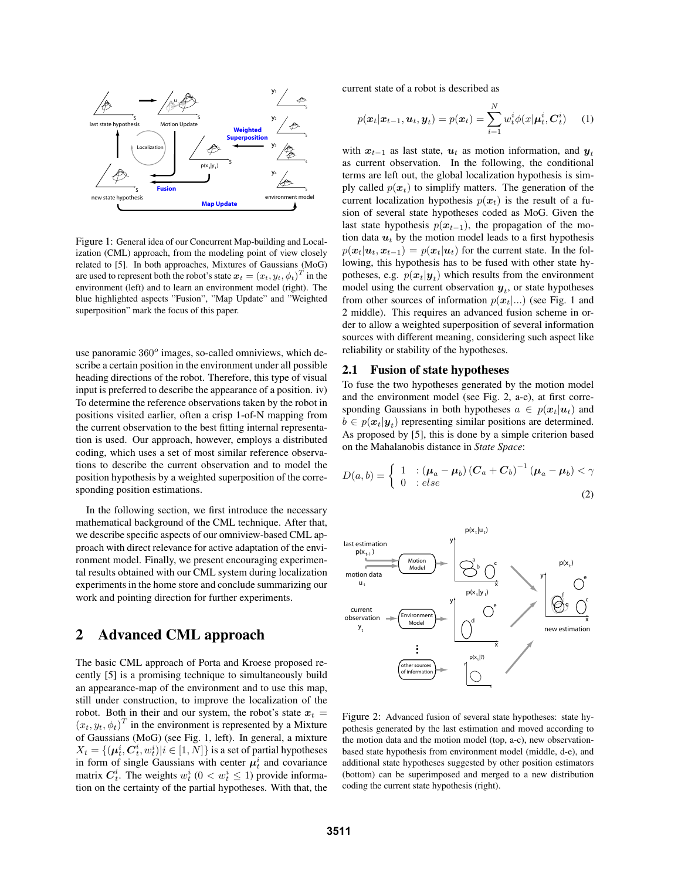Figure 1: General idea of our Concurrent Map-building and Localization (CML) approach, from the modeling point of view closely related to [5]. In both approaches, Mixtures of Gaussians (MoG) are used to represent both the robot's state $\boldsymbol{x}_t = (x_t, y_t, \phi_t)^T$ in the environment (left) and to learn an environment model (right). The blue highlighted aspects "Fusion", "Map Update" and "Weighted superposition" mark the focus of this paper.

use panoramic $360^o$ images, so-called omniviews, which describe a certain position in the environment under all possible heading directions of the robot. Therefore, this type of visual input is preferred to describe the appearance of a position. iv) To determine the reference observations taken by the robot in positions visited earlier, often a crisp 1-of-N mapping from the current observation to the best fitting internal representation is used. Our approach, however, employs a distributed coding, which uses a set of most similar reference observations to describe the current observation and to model the position hypothesis by a weighted superposition of the corresponding position estimations.

In the following section, we first introduce the necessary mathematical background of the CML technique. After that, we describe specific aspects of our omniview-based CML approach with direct relevance for active adaptation of the environment model. Finally, we present encouraging experimental results obtained with our CML system during localization experiments in the home store and conclude summarizing our work and pointing direction for further experiments.

## 2 Advanced CML approach

The basic CML approach of Porta and Kroese proposed recently [5] is a promising technique to simultaneously build an appearance-map of the environment and to use this map, still under construction, to improve the localization of the robot. Both in their and our system, the robot's state $\boldsymbol{x}_t = (x_t, y_t, \phi_t)^T$ in the environment is represented by a Mixture of Gaussians (MoG) (see Fig. 1, left). In general, a mixture $X_t = \{(\boldsymbol{\mu}_t^i, \boldsymbol{C}_t^i, w_t^i) | i \in [1, N]\}$ is a set of partial hypotheses in form of single Gaussians with center $\boldsymbol{\mu}_t^i$ and covariance matrix $\boldsymbol{C}_t^i$. The weights $w_t^i$ ($0 < w_t^i \leq 1$) provide information on the certainty of the partial hypotheses. With that, the current state of a robot is described as

$$p(\boldsymbol{x}_t | \boldsymbol{x}_{t-1}, \boldsymbol{u}_t, \boldsymbol{y}_t) = p(\boldsymbol{x}_t) = \sum_{i=1}^{N} w_t^i \phi(x | \boldsymbol{\mu}_t^i, \boldsymbol{C}_t^i) \tag{1}$$

with $\boldsymbol{x}_{t-1}$ as last state, $\boldsymbol{u}_t$ as motion information, and $\boldsymbol{y}_t$ as current observation. In the following, the conditional terms are left out, the global localization hypothesis is simply called $p(\boldsymbol{x}_t)$ to simplify matters. The generation of the current localization hypothesis $p(\boldsymbol{x}_t)$ is the result of a fusion of several state hypotheses coded as MoG. Given the last state hypothesis $p(\boldsymbol{x}_{t-1})$, the propagation of the motion data $\boldsymbol{u}_t$ by the motion model leads to a first hypothesis $p(\boldsymbol{x}_t | \boldsymbol{u}_t, \boldsymbol{x}_{t-1}) = p(\boldsymbol{x}_t | \boldsymbol{u}_t)$ for the current state. In the following, this hypothesis has to be fused with other state hypotheses, e.g. $p(\boldsymbol{x}_t | \boldsymbol{y}_t)$ which results from the environment model using the current observation $\boldsymbol{y}_t$, or state hypotheses from other sources of information $p(\boldsymbol{x}_t | ...)$ (see Fig. 1 and 2 middle). This requires an advanced fusion scheme in order to allow a weighted superposition of several information sources with different meaning, considering such aspect like reliability or stability of the hypotheses.

### 2.1 Fusion of state hypotheses

To fuse the two hypotheses generated by the motion model and the environment model (see Fig. 2, a-e), at first corresponding Gaussians in both hypotheses $a \in p(\boldsymbol{x}_t | \boldsymbol{u}_t)$ and $b \in p(\boldsymbol{x}_t | \boldsymbol{y}_t)$ representing similar positions are determined. As proposed by [5], this is done by a simple criterion based on the Mahalanobis distance in *State Space*:

$$D(a, b) = \begin{cases} 1 & : (\boldsymbol{\mu}_a - \boldsymbol{\mu}_b)(\boldsymbol{C}_a + \boldsymbol{C}_b)^{-1}(\boldsymbol{\mu}_a - \boldsymbol{\mu}_b) < \gamma \\ 0 & : else \end{cases} \tag{2}$$

Figure 2: Advanced fusion of several state hypotheses: state hypothesis generated by the last estimation and moved according to the motion data and the motion model (top, a-c), new observation-based state hypothesis from environment model (middle, d-e), and additional state hypotheses suggested by other position estimators (bottom) can be superimposed and merged to a new distribution coding the current state hypothesis (right).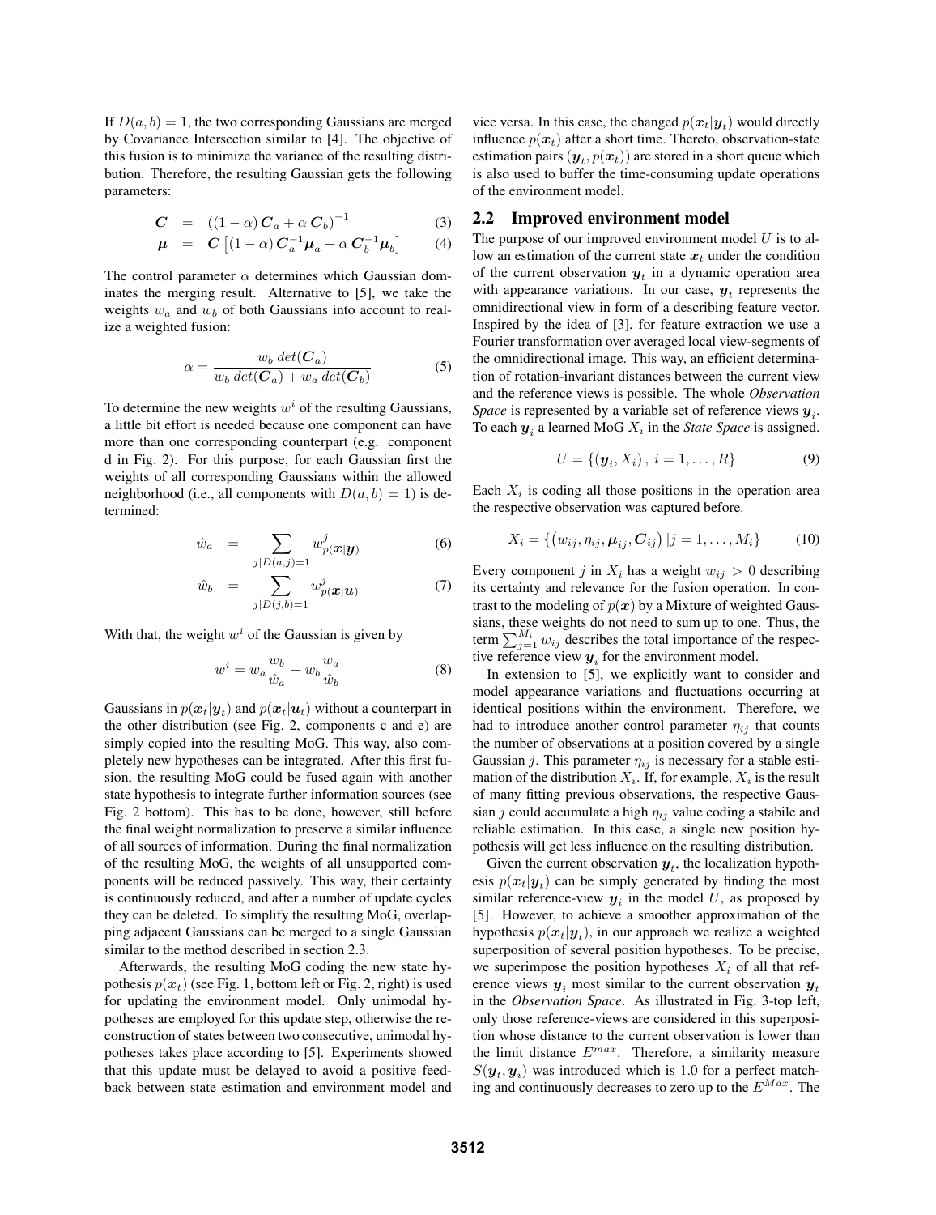If $D(a,b) = 1$, the two corresponding Gaussians are merged by Covariance Intersection similar to [4]. The objective of this fusion is to minimize the variance of the resulting distribution. Therefore, the resulting Gaussian gets the following parameters:

$$\boldsymbol{C} = \left((1-\alpha)\,\boldsymbol{C}_a + \alpha\,\boldsymbol{C}_b\right)^{-1} \tag{3}$$

$$\boldsymbol{\mu} = \boldsymbol{C}\left[(1-\alpha)\,\boldsymbol{C}_a^{-1}\boldsymbol{\mu}_a + \alpha\,\boldsymbol{C}_b^{-1}\boldsymbol{\mu}_b\right] \tag{4}$$

The control parameter $\alpha$ determines which Gaussian dominates the merging result. Alternative to [5], we take the weights $w_a$ and $w_b$ of both Gaussians into account to realize a weighted fusion:

$$\alpha = \frac{w_b\,det(\boldsymbol{C}_a)}{w_b\,det(\boldsymbol{C}_a) + w_a\,det(\boldsymbol{C}_b)} \tag{5}$$

To determine the new weights $w^i$ of the resulting Gaussians, a little bit effort is needed because one component can have more than one corresponding counterpart (e.g. component d in Fig. 2). For this purpose, for each Gaussian first the weights of all corresponding Gaussians within the allowed neighborhood (i.e., all components with $D(a,b) = 1$) is determined:

$$\hat{w}_a = \sum_{j|D(a,j)=1} w^j_{p(\boldsymbol{x}|\boldsymbol{y})} \tag{6}$$

$$\hat{w}_b = \sum_{j|D(j,b)=1} w^j_{p(\boldsymbol{x}|\boldsymbol{u})} \tag{7}$$

With that, the weight $w^i$ of the Gaussian is given by

$$w^i = w_a \frac{w_b}{\hat{w}_a} + w_b \frac{w_a}{\hat{w}_b} \tag{8}$$

Gaussians in $p(\boldsymbol{x}_t|\boldsymbol{y}_t)$ and $p(\boldsymbol{x}_t|\boldsymbol{u}_t)$ without a counterpart in the other distribution (see Fig. 2, components c and e) are simply copied into the resulting MoG. This way, also completely new hypotheses can be integrated. After this first fusion, the resulting MoG could be fused again with another state hypothesis to integrate further information sources (see Fig. 2 bottom). This has to be done, however, still before the final weight normalization to preserve a similar influence of all sources of information. During the final normalization of the resulting MoG, the weights of all unsupported components will be reduced passively. This way, their certainty is continuously reduced, and after a number of update cycles they can be deleted. To simplify the resulting MoG, overlapping adjacent Gaussians can be merged to a single Gaussian similar to the method described in section 2.3.

Afterwards, the resulting MoG coding the new state hypothesis $p(\boldsymbol{x}_t)$ (see Fig. 1, bottom left or Fig. 2, right) is used for updating the environment model. Only unimodal hypotheses are employed for this update step, otherwise the reconstruction of states between two consecutive, unimodal hypotheses takes place according to [5]. Experiments showed that this update must be delayed to avoid a positive feedback between state estimation and environment model and vice versa. In this case, the changed $p(\boldsymbol{x}_t|\boldsymbol{y}_t)$ would directly influence $p(\boldsymbol{x}_t)$ after a short time. Thereto, observation-state estimation pairs $(\boldsymbol{y}_t, p(\boldsymbol{x}_t))$ are stored in a short queue which is also used to buffer the time-consuming update operations of the environment model.

## 2.2 Improved environment model

The purpose of our improved environment model $U$ is to allow an estimation of the current state $\boldsymbol{x}_t$ under the condition of the current observation $\boldsymbol{y}_t$ in a dynamic operation area with appearance variations. In our case, $\boldsymbol{y}_t$ represents the omnidirectional view in form of a describing feature vector. Inspired by the idea of [3], for feature extraction we use a Fourier transformation over averaged local view-segments of the omnidirectional image. This way, an efficient determination of rotation-invariant distances between the current view and the reference views is possible. The whole *Observation Space* is represented by a variable set of reference views $\boldsymbol{y}_i$. To each $\boldsymbol{y}_i$ a learned MoG $X_i$ in the *State Space* is assigned.

$$U = \{(\boldsymbol{y}_i, X_i)\,,\; i = 1, \ldots, R\} \tag{9}$$

Each $X_i$ is coding all those positions in the operation area the respective observation was captured before.

$$X_i = \{\left(w_{ij}, \eta_{ij}, \boldsymbol{\mu}_{ij}, \boldsymbol{C}_{ij}\right) | j = 1, \ldots, M_i\} \tag{10}$$

Every component $j$ in $X_i$ has a weight $w_{ij} > 0$ describing its certainty and relevance for the fusion operation. In contrast to the modeling of $p(\boldsymbol{x})$ by a Mixture of weighted Gaussians, these weights do not need to sum up to one. Thus, the term $\sum_{j=1}^{M_i} w_{ij}$ describes the total importance of the respective reference view $\boldsymbol{y}_i$ for the environment model.

In extension to [5], we explicitly want to consider and model appearance variations and fluctuations occurring at identical positions within the environment. Therefore, we had to introduce another control parameter $\eta_{ij}$ that counts the number of observations at a position covered by a single Gaussian $j$. This parameter $\eta_{ij}$ is necessary for a stable estimation of the distribution $X_i$. If, for example, $X_i$ is the result of many fitting previous observations, the respective Gaussian $j$ could accumulate a high $\eta_{ij}$ value coding a stabile and reliable estimation. In this case, a single new position hypothesis will get less influence on the resulting distribution.

Given the current observation $\boldsymbol{y}_t$, the localization hypothesis $p(\boldsymbol{x}_t|\boldsymbol{y}_t)$ can be simply generated by finding the most similar reference-view $\boldsymbol{y}_i$ in the model $U$, as proposed by [5]. However, to achieve a smoother approximation of the hypothesis $p(\boldsymbol{x}_t|\boldsymbol{y}_t)$, in our approach we realize a weighted superposition of several position hypotheses. To be precise, we superimpose the position hypotheses $X_i$ of all that reference views $\boldsymbol{y}_i$ most similar to the current observation $\boldsymbol{y}_t$ in the *Observation Space*. As illustrated in Fig. 3-top left, only those reference-views are considered in this superposition whose distance to the current observation is lower than the limit distance $E^{max}$. Therefore, a similarity measure $S(\boldsymbol{y}_t, \boldsymbol{y}_i)$ was introduced which is 1.0 for a perfect matching and continuously decreases to zero up to the $E^{Max}$. The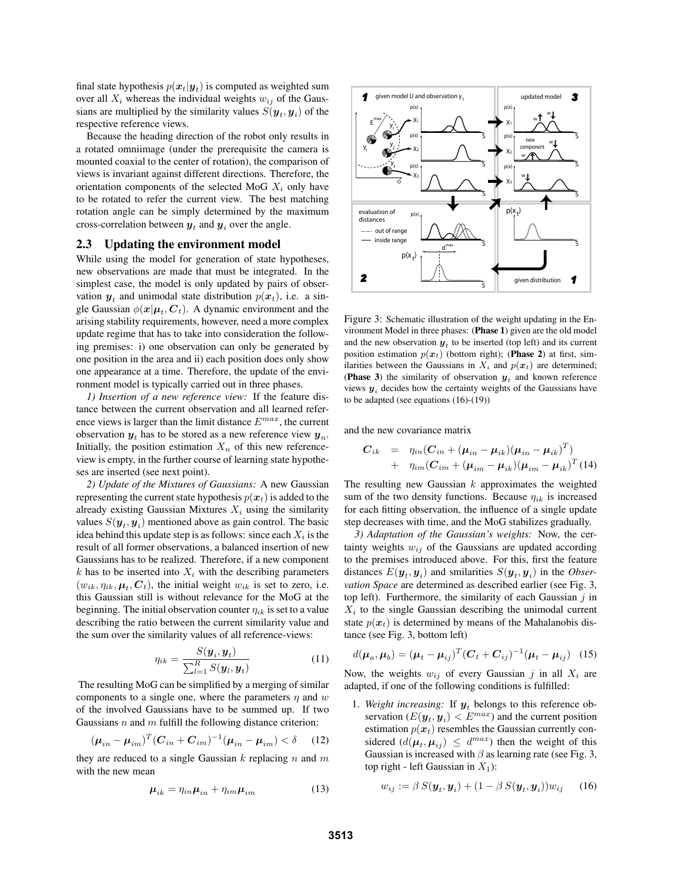final state hypothesis $p(\boldsymbol{x}_t|\boldsymbol{y}_t)$ is computed as weighted sum over all $X_i$ whereas the individual weights $w_{ij}$ of the Gaussians are multiplied by the similarity values $S(\boldsymbol{y}_t, \boldsymbol{y}_i)$ of the respective reference views.

Because the heading direction of the robot only results in a rotated omniimage (under the prerequisite the camera is mounted coaxial to the center of rotation), the comparison of views is invariant against different directions. Therefore, the orientation components of the selected MoG $X_i$ only have to be rotated to refer the current view. The best matching rotation angle can be simply determined by the maximum cross-correlation between $\boldsymbol{y}_t$ and $\boldsymbol{y}_i$ over the angle.

## 2.3 Updating the environment model

While using the model for generation of state hypotheses, new observations are made that must be integrated. In the simplest case, the model is only updated by pairs of observation $\boldsymbol{y}_t$ and unimodal state distribution $p(\boldsymbol{x}_t)$, i.e. a single Gaussian $\phi(\boldsymbol{x}|\boldsymbol{\mu}_t, \boldsymbol{C}_t)$. A dynamic environment and the arising stability requirements, however, need a more complex update regime that has to take into consideration the following premises: i) one observation can only be generated by one position in the area and ii) each position does only show one appearance at a time. Therefore, the update of the environment model is typically carried out in three phases.

*1) Insertion of a new reference view:* If the feature distance between the current observation and all learned reference views is larger than the limit distance $E^{max}$, the current observation $\boldsymbol{y}_t$ has to be stored as a new reference view $\boldsymbol{y}_n$. Initially, the position estimation $X_n$ of this new reference-view is empty, in the further course of learning state hypotheses are inserted (see next point).

*2) Update of the Mixtures of Gaussians:* A new Gaussian representing the current state hypothesis $p(\boldsymbol{x}_t)$ is added to the already existing Gaussian Mixtures $X_i$ using the similarity values $S(\boldsymbol{y}_t, \boldsymbol{y}_i)$ mentioned above as gain control. The basic idea behind this update step is as follows: since each $X_i$ is the result of all former observations, a balanced insertion of new Gaussians has to be realized. Therefore, if a new component $k$ has to be inserted into $X_i$ with the describing parameters $(w_{ik}, \eta_{ik}, \boldsymbol{\mu}_t, \boldsymbol{C}_t)$, the initial weight $w_{ik}$ is set to zero, i.e. this Gaussian still is without relevance for the MoG at the beginning. The initial observation counter $\eta_{ik}$ is set to a value describing the ratio between the current similarity value and the sum over the similarity values of all reference-views:

$$\eta_{ik} = \frac{S(\boldsymbol{y}_i, \boldsymbol{y}_t)}{\sum_{l=1}^{R} S(\boldsymbol{y}_l, \boldsymbol{y}_t)} \tag{11}$$

The resulting MoG can be simplified by a merging of similar components to a single one, where the parameters $\eta$ and $w$ of the involved Gaussians have to be summed up. If two Gaussians $n$ and $m$ fulfill the following distance criterion:

$$(\boldsymbol{\mu}_{in} - \boldsymbol{\mu}_{im})^T(\boldsymbol{C}_{in} + \boldsymbol{C}_{im})^{-1}(\boldsymbol{\mu}_{in} - \boldsymbol{\mu}_{im}) < \delta \tag{12}$$

they are reduced to a single Gaussian $k$ replacing $n$ and $m$ with the new mean

$$\boldsymbol{\mu}_{ik} = \eta_{in}\boldsymbol{\mu}_{in} + \eta_{im}\boldsymbol{\mu}_{im} \tag{13}$$

Figure 3: Schematic illustration of the weight updating in the Environment Model in three phases: (**Phase 1**) given are the old model and the new observation $\boldsymbol{y}_t$ to be inserted (top left) and its current position estimation $p(\boldsymbol{x}_t)$ (bottom right); (**Phase 2**) at first, similarities between the Gaussians in $X_i$ and $p(\boldsymbol{x}_t)$ are determined; (**Phase 3**) the similarity of observation $\boldsymbol{y}_t$ and known reference views $\boldsymbol{y}_i$ decides how the certainty weights of the Gaussians have to be adapted (see equations (16)-(19))

and the new covariance matrix

$$\begin{aligned}\boldsymbol{C}_{ik} &= \eta_{in}(\boldsymbol{C}_{in} + (\boldsymbol{\mu}_{in} - \boldsymbol{\mu}_{ik})(\boldsymbol{\mu}_{in} - \boldsymbol{\mu}_{ik})^T) \\ &+ \eta_{im}(\boldsymbol{C}_{im} + (\boldsymbol{\mu}_{im} - \boldsymbol{\mu}_{ik})(\boldsymbol{\mu}_{im} - \boldsymbol{\mu}_{ik})^T\end{aligned} \tag{14}$$

The resulting new Gaussian $k$ approximates the weighted sum of the two density functions. Because $\eta_{ik}$ is increased for each fitting observation, the influence of a single update step decreases with time, and the MoG stabilizes gradually.

*3) Adaptation of the Gaussian's weights:* Now, the certainty weights $w_{ij}$ of the Gaussians are updated according to the premises introduced above. For this, first the feature distances $E(\boldsymbol{y}_t, \boldsymbol{y}_i)$ and smilarities $S(\boldsymbol{y}_t, \boldsymbol{y}_i)$ in the *Observation Space* are determined as described earlier (see Fig. 3, top left). Furthermore, the similarity of each Gaussian $j$ in $X_i$ to the single Gaussian describing the unimodal current state $p(\boldsymbol{x}_t)$ is determined by means of the Mahalanobis distance (see Fig. 3, bottom left)

$$d(\boldsymbol{\mu}_a, \boldsymbol{\mu}_b) = (\boldsymbol{\mu}_t - \boldsymbol{\mu}_{ij})^T(\boldsymbol{C}_t + \boldsymbol{C}_{ij})^{-1}(\boldsymbol{\mu}_t - \boldsymbol{\mu}_{ij}) \tag{15}$$

Now, the weights $w_{ij}$ of every Gaussian $j$ in all $X_i$ are adapted, if one of the following conditions is fulfilled:

1. *Weight increasing:* If $\boldsymbol{y}_t$ belongs to this reference observation ($E(\boldsymbol{y}_t, \boldsymbol{y}_i) < E^{max}$) and the current position estimation $p(\boldsymbol{x}_t)$ resembles the Gaussian currently considered ($d(\boldsymbol{\mu}_t, \boldsymbol{\mu}_{ij}) \leq d^{max}$) then the weight of this Gaussian is increased with $\beta$ as learning rate (see Fig. 3, top right - left Gaussian in $X_1$):

$$w_{ij} := \beta\, S(\boldsymbol{y}_t, \boldsymbol{y}_i) + (1 - \beta\, S(\boldsymbol{y}_t, \boldsymbol{y}_i))w_{ij} \tag{16}$$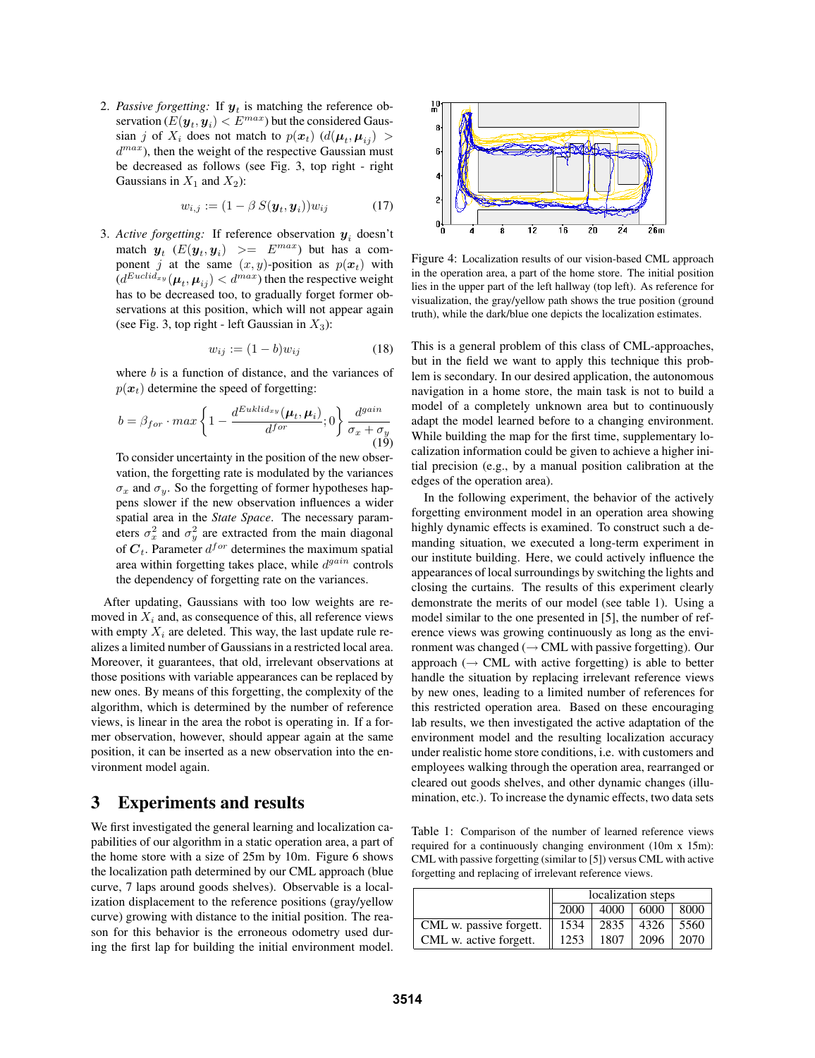2. *Passive forgetting:* If $\boldsymbol{y}_t$ is matching the reference observation ($E(\boldsymbol{y}_t, \boldsymbol{y}_i) < E^{max}$) but the considered Gaussian $j$ of $X_i$ does not match to $p(\boldsymbol{x}_t)$ ($d(\boldsymbol{\mu}_t, \boldsymbol{\mu}_{ij}) > d^{max}$), then the weight of the respective Gaussian must be decreased as follows (see Fig. 3, top right - right Gaussians in $X_1$ and $X_2$):

$$w_{i,j} := (1 - \beta\, S(\boldsymbol{y}_t, \boldsymbol{y}_i))w_{ij} \tag{17}$$

3. *Active forgetting:* If reference observation $\boldsymbol{y}_i$ doesn't match $\boldsymbol{y}_t$ ($E(\boldsymbol{y}_t, \boldsymbol{y}_i) >= E^{max}$) but has a component $j$ at the same $(x, y)$-position as $p(\boldsymbol{x}_t)$ with ($d^{Euclid_{xy}}(\boldsymbol{\mu}_t, \boldsymbol{\mu}_{ij}) < d^{max}$) then the respective weight has to be decreased too, to gradually forget former observations at this position, which will not appear again (see Fig. 3, top right - left Gaussian in $X_3$):

$$w_{ij} := (1 - b)w_{ij} \tag{18}$$

where $b$ is a function of distance, and the variances of $p(\boldsymbol{x}_t)$ determine the speed of forgetting:

$$b = \beta_{for} \cdot max\left\{1 - \frac{d^{Euklid_{xy}}(\boldsymbol{\mu}_t, \boldsymbol{\mu}_i)}{d^{for}}; 0\right\} \frac{d^{gain}}{\sigma_x + \sigma_y} \tag{19}$$

To consider uncertainty in the position of the new observation, the forgetting rate is modulated by the variances $\sigma_x$ and $\sigma_y$. So the forgetting of former hypotheses happens slower if the new observation influences a wider spatial area in the *State Space*. The necessary parameters $\sigma_x^2$ and $\sigma_y^2$ are extracted from the main diagonal of $\boldsymbol{C}_t$. Parameter $d^{for}$ determines the maximum spatial area within forgetting takes place, while $d^{gain}$ controls the dependency of forgetting rate on the variances.

After updating, Gaussians with too low weights are removed in $X_i$ and, as consequence of this, all reference views with empty $X_i$ are deleted. This way, the last update rule realizes a limited number of Gaussians in a restricted local area. Moreover, it guarantees, that old, irrelevant observations at those positions with variable appearances can be replaced by new ones. By means of this forgetting, the complexity of the algorithm, which is determined by the number of reference views, is linear in the area the robot is operating in. If a former observation, however, should appear again at the same position, it can be inserted as a new observation into the environment model again.

## 3 Experiments and results

We first investigated the general learning and localization capabilities of our algorithm in a static operation area, a part of the home store with a size of 25m by 10m. Figure 6 shows the localization path determined by our CML approach (blue curve, 7 laps around goods shelves). Observable is a localization displacement to the reference positions (gray/yellow curve) growing with distance to the initial position. The reason for this behavior is the erroneous odometry used during the first lap for building the initial environment model.

Figure 4: Localization results of our vision-based CML approach in the operation area, a part of the home store. The initial position lies in the upper part of the left hallway (top left). As reference for visualization, the gray/yellow path shows the true position (ground truth), while the dark/blue one depicts the localization estimates.

This is a general problem of this class of CML-approaches, but in the field we want to apply this technique this problem is secondary. In our desired application, the autonomous navigation in a home store, the main task is not to build a model of a completely unknown area but to continuously adapt the model learned before to a changing environment. While building the map for the first time, supplementary localization information could be given to achieve a higher initial precision (e.g., by a manual position calibration at the edges of the operation area).

In the following experiment, the behavior of the actively forgetting environment model in an operation area showing highly dynamic effects is examined. To construct such a demanding situation, we executed a long-term experiment in our institute building. Here, we could actively influence the appearances of local surroundings by switching the lights and closing the curtains. The results of this experiment clearly demonstrate the merits of our model (see table 1). Using a model similar to the one presented in [5], the number of reference views was growing continuously as long as the environment was changed (→ CML with passive forgetting). Our approach (→ CML with active forgetting) is able to better handle the situation by replacing irrelevant reference views by new ones, leading to a limited number of references for this restricted operation area. Based on these encouraging lab results, we then investigated the active adaptation of the environment model and the resulting localization accuracy under realistic home store conditions, i.e. with customers and employees walking through the operation area, rearranged or cleared out goods shelves, and other dynamic changes (illumination, etc.). To increase the dynamic effects, two data sets

Table 1: Comparison of the number of learned reference views required for a continuously changing environment (10m x 15m): CML with passive forgetting (similar to [5]) versus CML with active forgetting and replacing of irrelevant reference views.

| | localization steps | | | |
|---|---|---|---|---|
| | 2000 | 4000 | 6000 | 8000 |
| CML w. passive forgett. | 1534 | 2835 | 4326 | 5560 |
| CML w. active forgett. | 1253 | 1807 | 2096 | 2070 |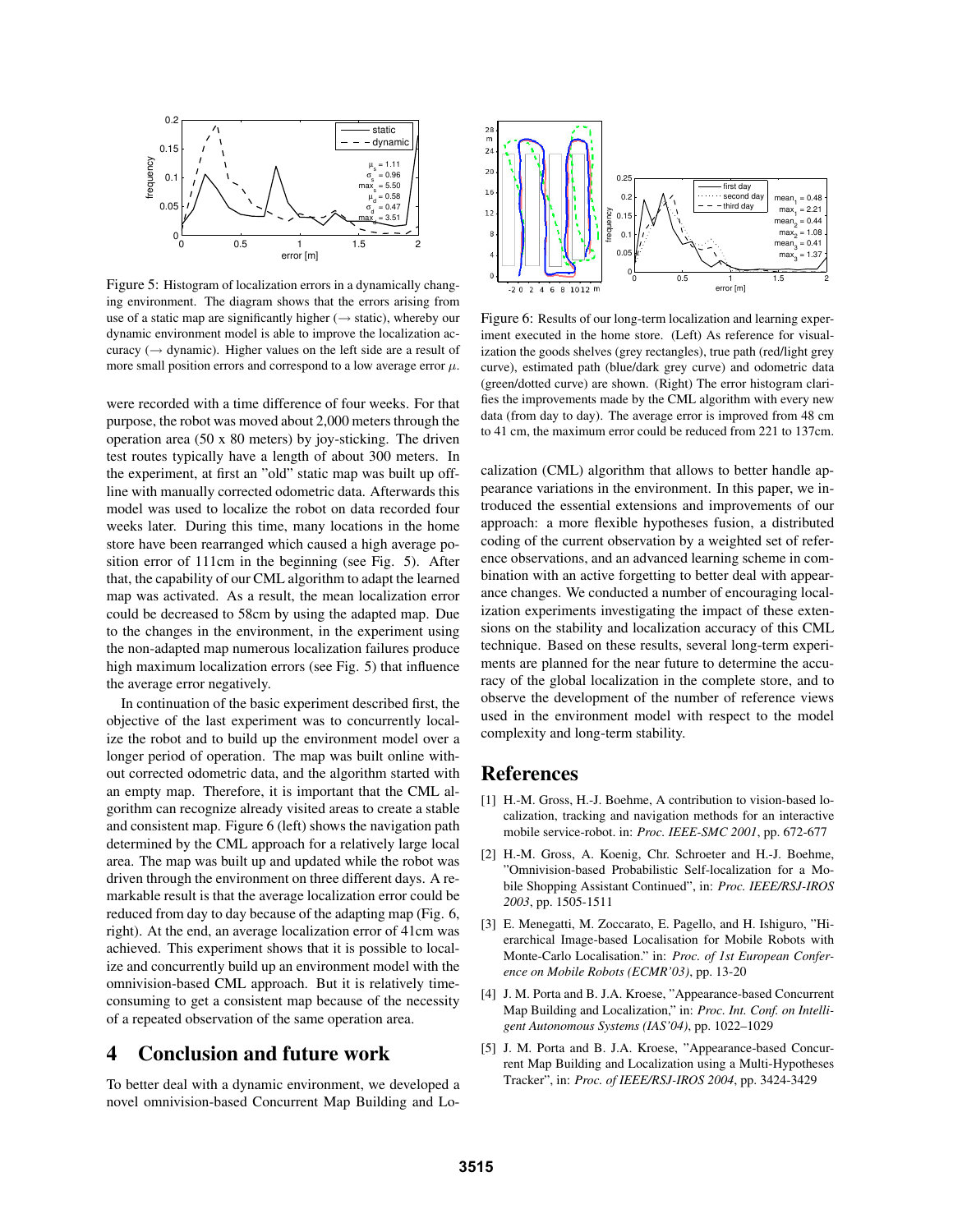0.2
0.15
0.1
0.05
0
frequency
0 0.5 1 1.5 2
error [m]
static
dynamic
$\mu_s = 1.11$
$\sigma_s = 0.96$
$max_s = 5.50$
$\mu_d = 0.58$
$\sigma_d = 0.47$
$max_d = 3.51$

Figure 5: Histogram of localization errors in a dynamically changing environment. The diagram shows that the errors arising from use of a static map are significantly higher (→ static), whereby our dynamic environment model is able to improve the localization accuracy (→ dynamic). Higher values on the left side are a result of more small position errors and correspond to a low average error $\mu$.

were recorded with a time difference of four weeks. For that purpose, the robot was moved about 2,000 meters through the operation area (50 x 80 meters) by joy-sticking. The driven test routes typically have a length of about 300 meters. In the experiment, at first an "old" static map was built up offline with manually corrected odometric data. Afterwards this model was used to localize the robot on data recorded four weeks later. During this time, many locations in the home store have been rearranged which caused a high average position error of 111cm in the beginning (see Fig. 5). After that, the capability of our CML algorithm to adapt the learned map was activated. As a result, the mean localization error could be decreased to 58cm by using the adapted map. Due to the changes in the environment, in the experiment using the non-adapted map numerous localization failures produce high maximum localization errors (see Fig. 5) that influence the average error negatively.

In continuation of the basic experiment described first, the objective of the last experiment was to concurrently localize the robot and to build up the environment model over a longer period of operation. The map was built online without corrected odometric data, and the algorithm started with an empty map. Therefore, it is important that the CML algorithm can recognize already visited areas to create a stable and consistent map. Figure 6 (left) shows the navigation path determined by the CML approach for a relatively large local area. The map was built up and updated while the robot was driven through the environment on three different days. A remarkable result is that the average localization error could be reduced from day to day because of the adapting map (Fig. 6, right). At the end, an average localization error of 41cm was achieved. This experiment shows that it is possible to localize and concurrently build up an environment model with the omnivision-based CML approach. But it is relatively time-consuming to get a consistent map because of the necessity of a repeated observation of the same operation area.

28
m
24
20
16
12
8
4
0
-2 0 2 4 6 8 10 12 m
0.25
0.2
0.15
0.1
0.05
0
frequency
0 0.5 1 1.5 2
error [m]
first day
second day
third day
$mean_1 = 0.48$
$max_1 = 2.21$
$mean_2 = 0.44$
$max_2 = 1.08$
$mean_3 = 0.41$
$max_3 = 1.37$

Figure 6: Results of our long-term localization and learning experiment executed in the home store. (Left) As reference for visualization the goods shelves (grey rectangles), true path (red/light grey curve), estimated path (blue/dark grey curve) and odometric data (green/dotted curve) are shown. (Right) The error histogram clarifies the improvements made by the CML algorithm with every new data (from day to day). The average error is improved from 48 cm to 41 cm, the maximum error could be reduced from 221 to 137cm.

## 4 Conclusion and future work

To better deal with a dynamic environment, we developed a novel omnivision-based Concurrent Map Building and Localization (CML) algorithm that allows to better handle appearance variations in the environment. In this paper, we introduced the essential extensions and improvements of our approach: a more flexible hypotheses fusion, a distributed coding of the current observation by a weighted set of reference observations, and an advanced learning scheme in combination with an active forgetting to better deal with appearance changes. We conducted a number of encouraging localization experiments investigating the impact of these extensions on the stability and localization accuracy of this CML technique. Based on these results, several long-term experiments are planned for the near future to determine the accuracy of the global localization in the complete store, and to observe the development of the number of reference views used in the environment model with respect to the model complexity and long-term stability.

## References

[1] H.-M. Gross, H.-J. Boehme, A contribution to vision-based localization, tracking and navigation methods for an interactive mobile service-robot. in: *Proc. IEEE-SMC 2001*, pp. 672-677

[2] H.-M. Gross, A. Koenig, Chr. Schroeter and H.-J. Boehme, "Omnivision-based Probabilistic Self-localization for a Mobile Shopping Assistant Continued", in: *Proc. IEEE/RSJ-IROS 2003*, pp. 1505-1511

[3] E. Menegatti, M. Zoccarato, E. Pagello, and H. Ishiguro, "Hierarchical Image-based Localisation for Mobile Robots with Monte-Carlo Localisation." in: *Proc. of 1st European Conference on Mobile Robots (ECMR'03)*, pp. 13-20

[4] J. M. Porta and B. J.A. Kroese, "Appearance-based Concurrent Map Building and Localization," in: *Proc. Int. Conf. on Intelligent Autonomous Systems (IAS'04)*, pp. 1022–1029

[5] J. M. Porta and B. J.A. Kroese, "Appearance-based Concurrent Map Building and Localization using a Multi-Hypotheses Tracker", in: *Proc. of IEEE/RSJ-IROS 2004*, pp. 3424-3429